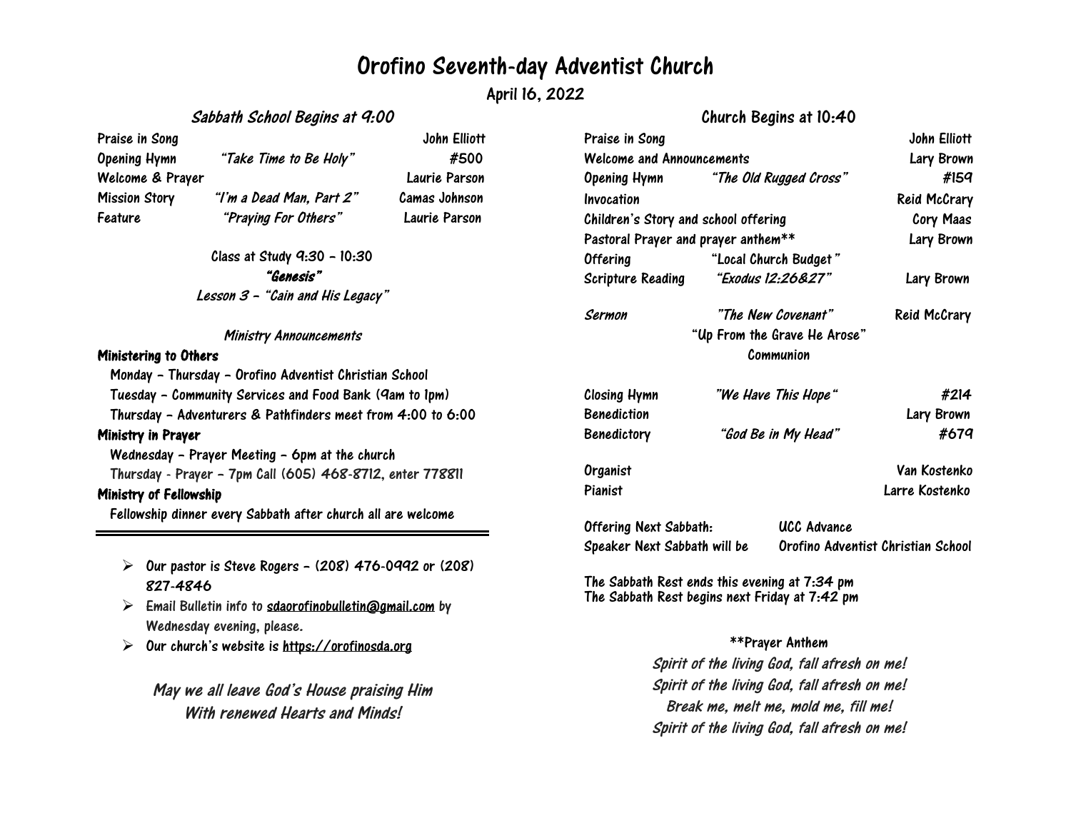# Orofino Seventh-day Adventist Church

**April 16, 2022**

## *Sabbath School Begins at 9:00*

| | | |
|---|---|---|
| Praise in Song | | John Elliott |
| Opening Hymn | *"Take Time to Be Holy"* | #500 |
| Welcome & Prayer | | Laurie Parson |
| Mission Story | *"I'm a Dead Man, Part 2"* | Camas Johnson |
| Feature | *"Praying For Others"* | Laurie Parson |

Class at Study 9:30 – 10:30

***"Genesis"***

*Lesson 3 – "Cain and His Legacy"*

### *Ministry Announcements*

**Ministering to Others**

- Monday – Thursday – Orofino Adventist Christian School
- Tuesday – Community Services and Food Bank (9am to 1pm)
- Thursday – Adventurers & Pathfinders meet from 4:00 to 6:00

**Ministry in Prayer**

- Wednesday – Prayer Meeting – 6pm at the church
- Thursday - Prayer – 7pm Call (605) 468-8712, enter 778811

**Ministry of Fellowship**

- Fellowship dinner every Sabbath after church all are welcome

---

- Our pastor is Steve Rogers – (208) 476-0992 or (208) 827-4846
- Email Bulletin info to sdaorofinobulletin@gmail.com by Wednesday evening, please.
- Our church's website is https://orofinosda.org

*May we all leave God's House praising Him With renewed Hearts and Minds!*

## Church Begins at 10:40

| | | |
|---|---|---|
| Praise in Song | | John Elliott |
| Welcome and Announcements | | Lary Brown |
| Opening Hymn | *"The Old Rugged Cross"* | #159 |
| Invocation | | Reid McCrary |
| Children's Story and school offering | | Cory Maas |
| Pastoral Prayer and prayer anthem** | | Lary Brown |
| Offering | "Local Church Budget" | |
| Scripture Reading | *"Exodus 12:26&27"* | Lary Brown |
| *Sermon* | *"The New Covenant"* | Reid McCrary |
| | "Up From the Grave He Arose" | |
| | Communion | |
| Closing Hymn | *"We Have This Hope"* | #214 |
| Benediction | | Lary Brown |
| Benedictory | *"God Be in My Head"* | #679 |
| Organist | | Van Kostenko |
| Pianist | | Larre Kostenko |

| | |
|---|---|
| Offering Next Sabbath: | UCC Advance |
| Speaker Next Sabbath will be | Orofino Adventist Christian School |

The Sabbath Rest ends this evening at 7:34 pm
The Sabbath Rest begins next Friday at 7:42 pm

**Prayer Anthem

*Spirit of the living God, fall afresh on me!*
*Spirit of the living God, fall afresh on me!*
*Break me, melt me, mold me, fill me!*
*Spirit of the living God, fall afresh on me!*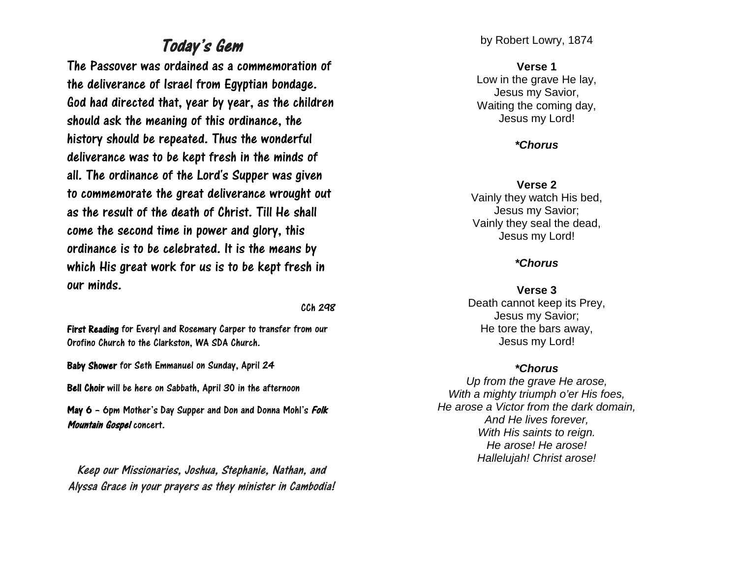## *Today's Gem*

The Passover was ordained as a commemoration of the deliverance of Israel from Egyptian bondage. God had directed that, year by year, as the children should ask the meaning of this ordinance, the history should be repeated. Thus the wonderful deliverance was to be kept fresh in the minds of all. The ordinance of the Lord's Supper was given to commemorate the great deliverance wrought out as the result of the death of Christ. Till He shall come the second time in power and glory, this ordinance is to be celebrated. It is the means by which His great work for us is to be kept fresh in our minds.

CCh 298

**First Reading** for Everyl and Rosemary Carper to transfer from our Orofino Church to the Clarkston, WA SDA Church.

**Baby Shower** for Seth Emmanuel on Sunday, April 24

**Bell Choir** will be here on Sabbath, April 30 in the afternoon

**May 6** – 6pm Mother's Day Supper and Don and Donna Mohl's ***Folk Mountain Gospel*** concert.

*Keep our Missionaries, Joshua, Stephanie, Nathan, and Alyssa Grace in your prayers as they minister in Cambodia!*

by Robert Lowry, 1874

**Verse 1**
Low in the grave He lay,
Jesus my Savior,
Waiting the coming day,
Jesus my Lord!

***Chorus**

**Verse 2**
Vainly they watch His bed,
Jesus my Savior;
Vainly they seal the dead,
Jesus my Lord!

***Chorus**

**Verse 3**
Death cannot keep its Prey,
Jesus my Savior;
He tore the bars away,
Jesus my Lord!

***Chorus**
*Up from the grave He arose,*
*With a mighty triumph o'er His foes,*
*He arose a Victor from the dark domain,*
*And He lives forever,*
*With His saints to reign.*
*He arose! He arose!*
*Hallelujah! Christ arose!*